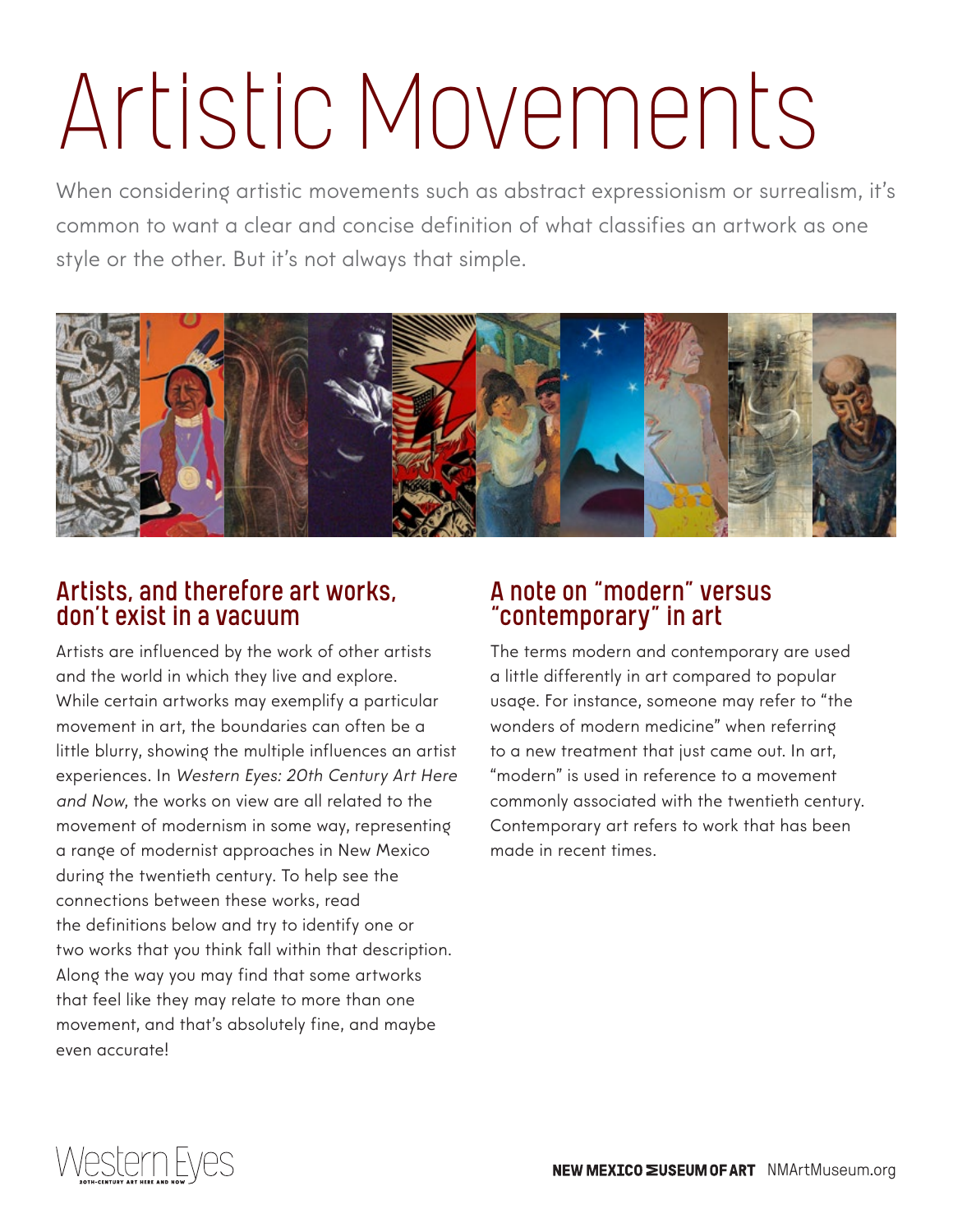# Artistic Movements

When considering artistic movements such as abstract expressionism or surrealism, it's common to want a clear and concise definition of what classifies an artwork as one style or the other. But it's not always that simple.

## Artists, and therefore art works, don't exist in a vacuum

Artists are influenced by the work of other artists and the world in which they live and explore. While certain artworks may exemplify a particular movement in art, the boundaries can often be a little blurry, showing the multiple influences an artist experiences. In *Western Eyes: 20th Century Art Here and Now*, the works on view are all related to the movement of modernism in some way, representing a range of modernist approaches in New Mexico during the twentieth century. To help see the connections between these works, read the definitions below and try to identify one or two works that you think fall within that description. Along the way you may find that some artworks that feel like they may relate to more than one movement, and that's absolutely fine, and maybe even accurate!

## A note on "modern" versus "contemporary" in art

The terms modern and contemporary are used a little differently in art compared to popular usage. For instance, someone may refer to "the wonders of modern medicine" when referring to a new treatment that just came out. In art, "modern" is used in reference to a movement commonly associated with the twentieth century. Contemporary art refers to work that has been made in recent times.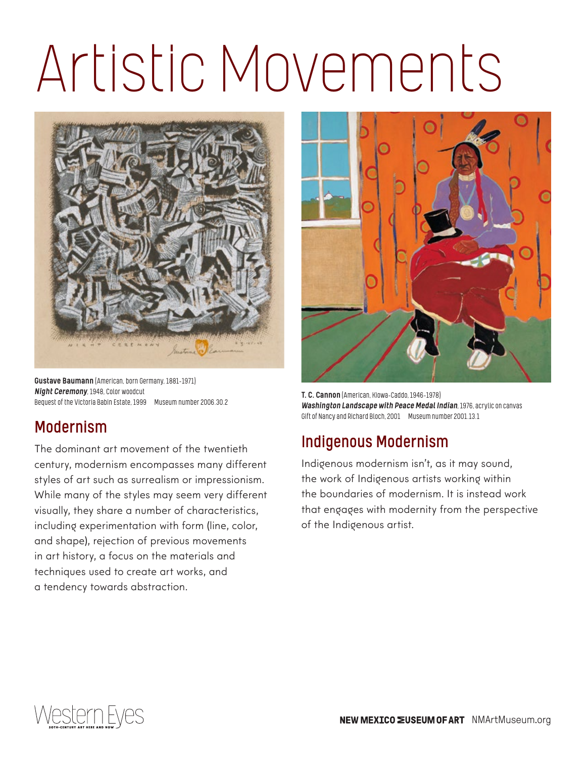# Artistic Movements

**Gustave Baumann** (American, born Germany, 1881-1971)
***Night Ceremony***, 1948, Color woodcut
Bequest of the Victoria Babin Estate, 1999 Museum number 2006.30.2

## Modernism

The dominant art movement of the twentieth century, modernism encompasses many different styles of art such as surrealism or impressionism. While many of the styles may seem very different visually, they share a number of characteristics, including experimentation with form (line, color, and shape), rejection of previous movements in art history, a focus on the materials and techniques used to create art works, and a tendency towards abstraction.

**T. C. Cannon** (American, Kiowa-Caddo, 1946-1978)
***Washington Landscape with Peace Medal Indian***, 1976, acrylic on canvas
Gift of Nancy and Richard Bloch, 2001 Museum number 2001.13.1

## Indigenous Modernism

Indigenous modernism isn't, as it may sound, the work of Indigenous artists working within the boundaries of modernism. It is instead work that engages with modernity from the perspective of the Indigenous artist.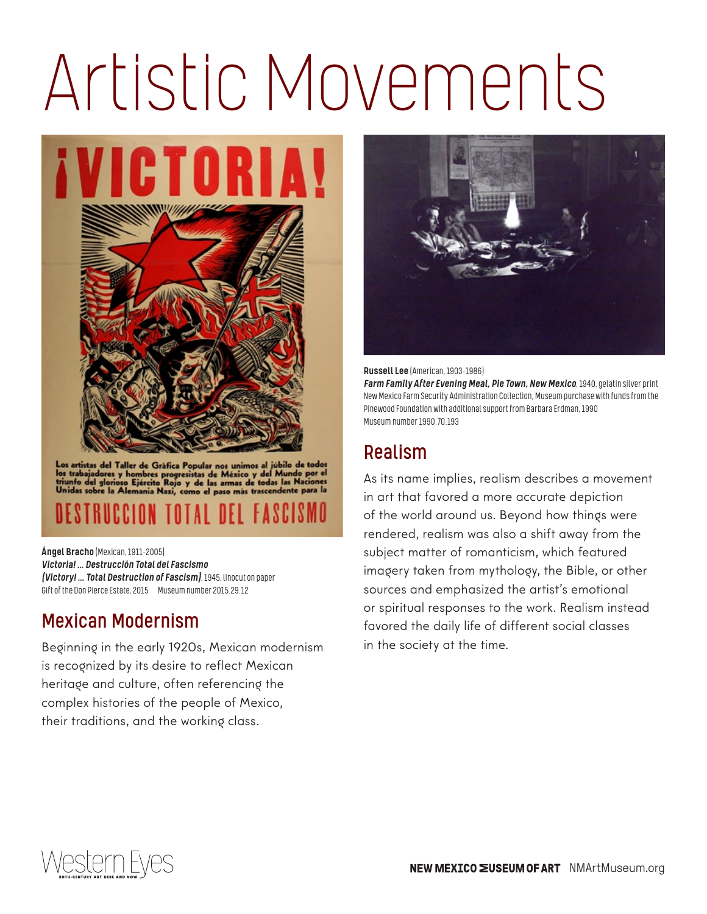# Artistic Movements

**Ángel Bracho** (Mexican, 1911-2005)
***Victoria! … Destrucción Total del Fascismo (Victory! … Total Destruction of Fascism)***, 1945, linocut on paper
Gift of the Don Pierce Estate, 2015 Museum number 2015.29.12

## Mexican Modernism

Beginning in the early 1920s, Mexican modernism is recognized by its desire to reflect Mexican heritage and culture, often referencing the complex histories of the people of Mexico, their traditions, and the working class.

**Russell Lee** (American, 1903-1986)
***Farm Family After Evening Meal, Pie Town, New Mexico***, 1940, gelatin silver print
New Mexico Farm Security Administration Collection, Museum purchase with funds from the Pinewood Foundation with additional support from Barbara Erdman, 1990
Museum number 1990.70.193

## Realism

As its name implies, realism describes a movement in art that favored a more accurate depiction of the world around us. Beyond how things were rendered, realism was also a shift away from the subject matter of romanticism, which featured imagery taken from mythology, the Bible, or other sources and emphasized the artist's emotional or spiritual responses to the work. Realism instead favored the daily life of different social classes in the society at the time.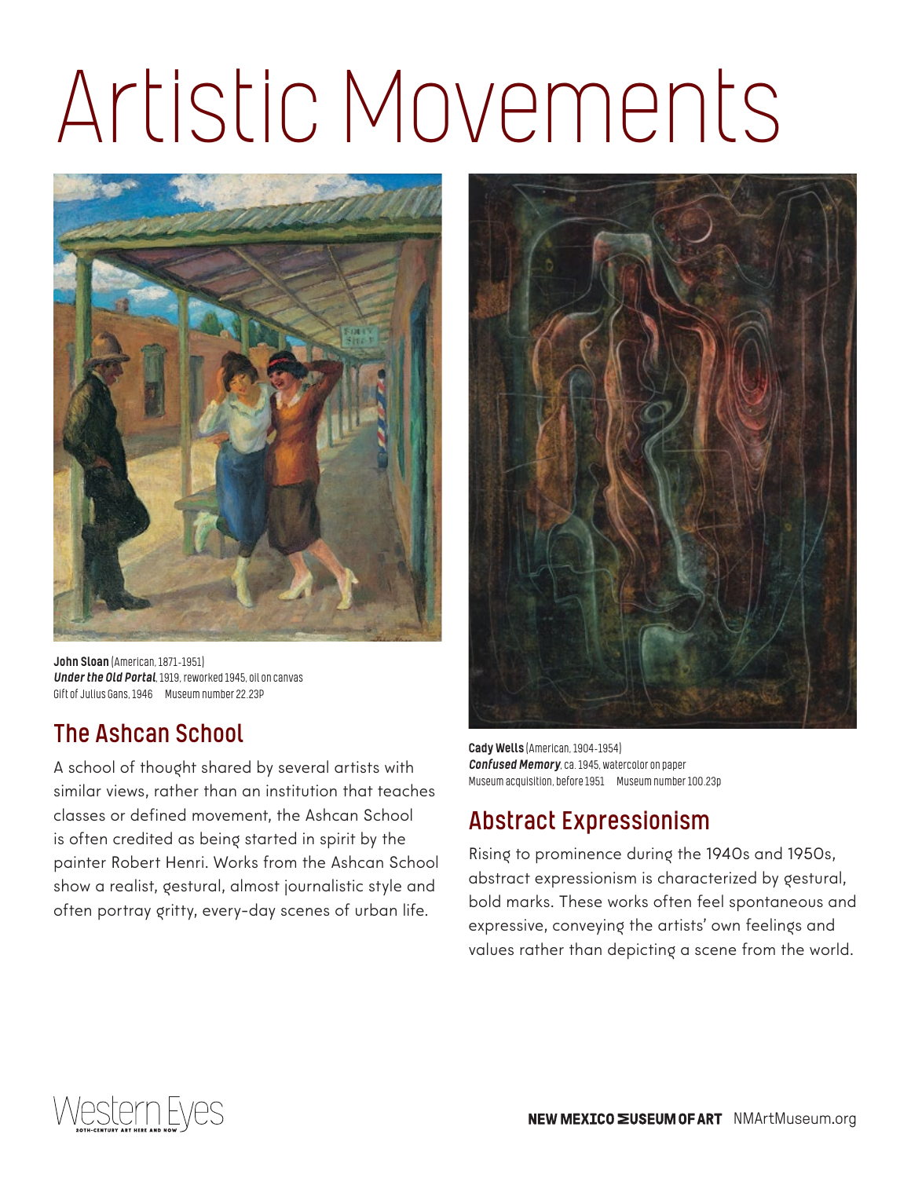# Artistic Movements

**John Sloan** (American, 1871-1951)
***Under the Old Portal***, 1919, reworked 1945, oil on canvas
Gift of Julius Gans, 1946 Museum number 22.23P

## The Ashcan School

A school of thought shared by several artists with similar views, rather than an institution that teaches classes or defined movement, the Ashcan School is often credited as being started in spirit by the painter Robert Henri. Works from the Ashcan School show a realist, gestural, almost journalistic style and often portray gritty, every-day scenes of urban life.

**Cady Wells** (American, 1904-1954)
***Confused Memory***, ca. 1945, watercolor on paper
Museum acquisition, before 1951 Museum number 100.23p

## Abstract Expressionism

Rising to prominence during the 1940s and 1950s, abstract expressionism is characterized by gestural, bold marks. These works often feel spontaneous and expressive, conveying the artists' own feelings and values rather than depicting a scene from the world.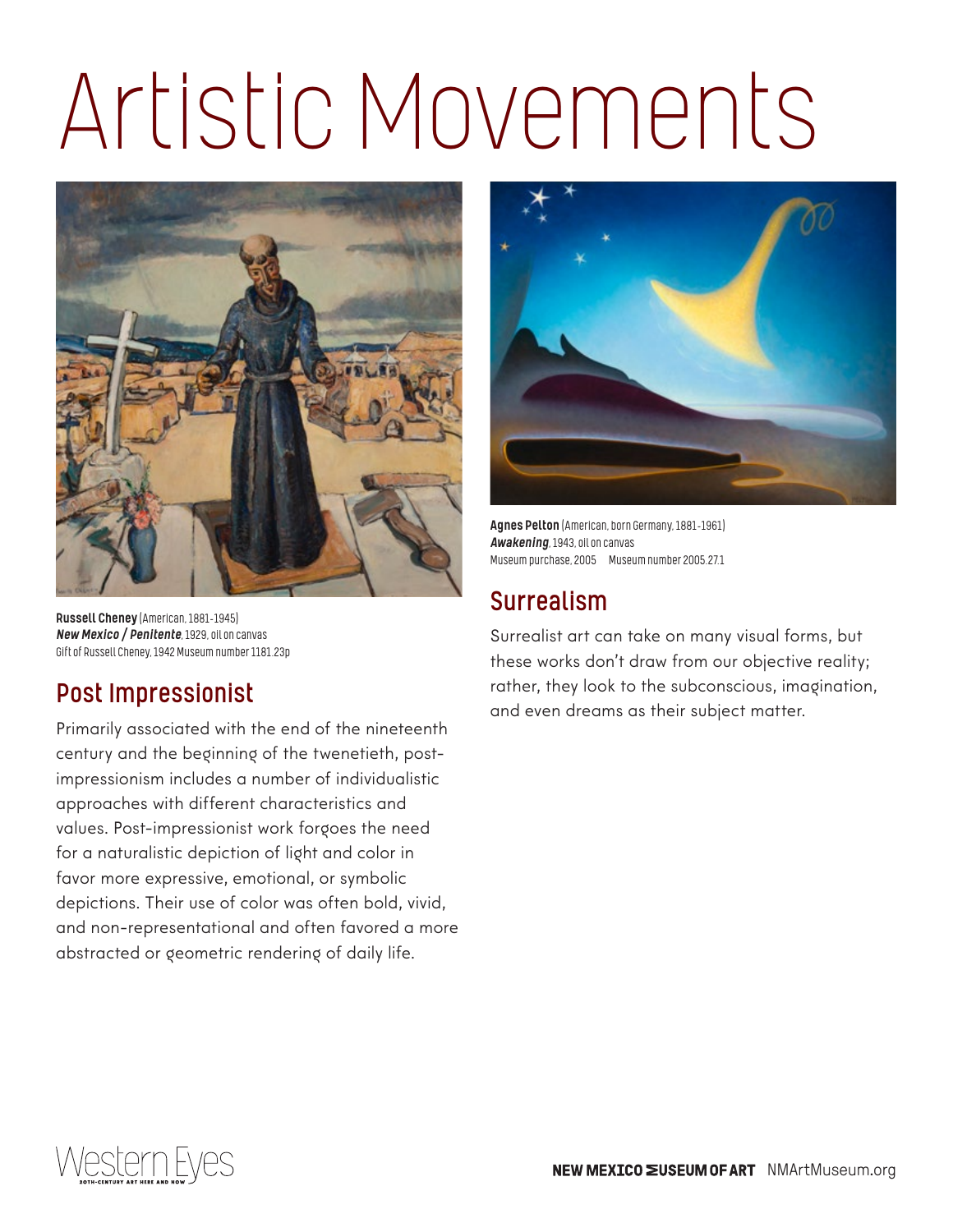# Artistic Movements

**Russell Cheney** (American, 1881-1945)
***New Mexico / Penitente***, 1929, oil on canvas
Gift of Russell Cheney, 1942 Museum number 1181.23p

## Post Impressionist

Primarily associated with the end of the nineteenth century and the beginning of the twenetieth, post-impressionism includes a number of individualistic approaches with different characteristics and values. Post-impressionist work forgoes the need for a naturalistic depiction of light and color in favor more expressive, emotional, or symbolic depictions. Their use of color was often bold, vivid, and non-representational and often favored a more abstracted or geometric rendering of daily life.

**Agnes Pelton** (American, born Germany, 1881-1961)
***Awakening***, 1943, oil on canvas
Museum purchase, 2005 Museum number 2005.27.1

## Surrealism

Surrealist art can take on many visual forms, but these works don't draw from our objective reality; rather, they look to the subconscious, imagination, and even dreams as their subject matter.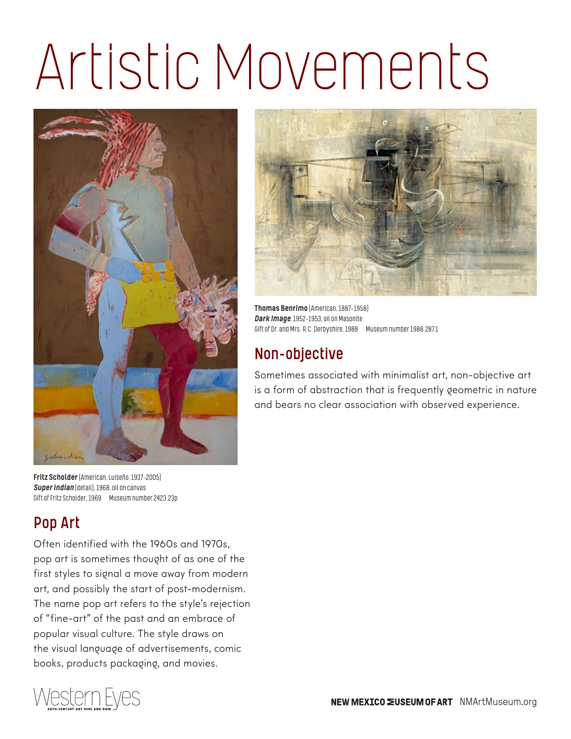# Artistic Movements

**Fritz Scholder** (American, Luiseño, 1937-2005)
***Super Indian*** (detail), 1968, oil on canvas
Gift of Fritz Scholder, 1969 Museum number 2423.23p

## Pop Art

Often identified with the 1960s and 1970s, pop art is sometimes thought of as one of the first styles to signal a move away from modern art, and possibly the start of post-modernism. The name pop art refers to the style's rejection of "fine-art" of the past and an embrace of popular visual culture. The style draws on the visual language of advertisements, comic books, products packaging, and movies.

**Thomas Benrimo** (American, 1887-1958)
***Dark Image***, 1952-1953, oil on Masonite
Gift of Dr. and Mrs. R.C. Derbyshire, 1988 Museum number 1988.287.1

## Non-objective

Sometimes associated with minimalist art, non-objective art is a form of abstraction that is frequently geometric in nature and bears no clear association with observed experience.